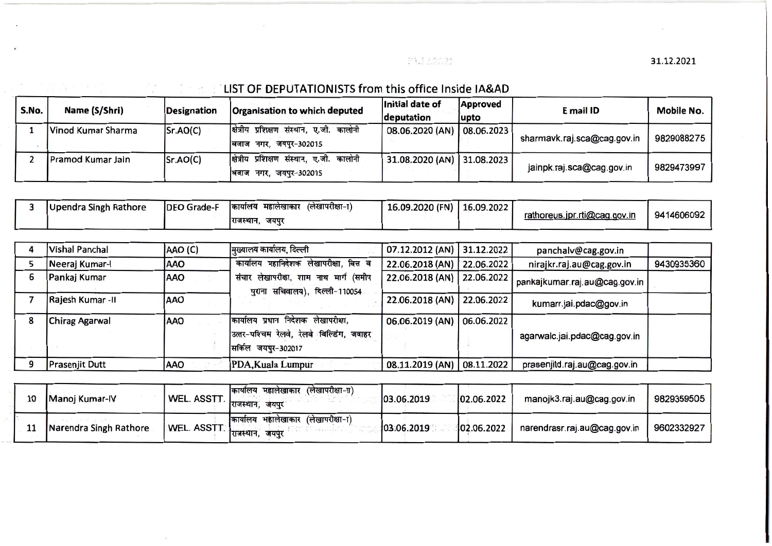31.12.2021

# LIST OF DEPUTATIONISTS from this office Inside IA&AD

| S.No. | Name (S/Shri) | Designation | Organisation to which deputed | Initial date of deputation | Approved upto | E mail ID | Mobile No. |
|---|---|---|---|---|---|---|---|
| 1 | Vinod Kumar Sharma | Sr.AO(C) | क्षेत्रीय प्रशिक्षण संस्थान, ए.जी. कालोनी बजाज नगर, जयपुर-302015 | 08.06.2020 (AN) | 08.06.2023 | sharmavk.raj.sca@cag.gov.in | 9829088275 |
| 2 | Pramod Kumar Jain | Sr.AO(C) | क्षेत्रीय प्रशिक्षण संस्थान, ए.जी. कालोनी बजाज नगर, जयपुर-302015 | 31.08.2020 (AN) | 31.08.2023 | jainpk.raj.sca@cag.gov.in | 9829473997 |
| 3 | Upendra Singh Rathore | DEO Grade-F | कार्यालय महालेखाकार (लेखापरीक्षा-I) राजस्थान, जयपुर | 16.09.2020 (FN) | 16.09.2022 | rathoreus.jpr.rti@cag.gov.in | 9414606092 |
| 4 | Vishal Panchal | AAO (C) | मुख्यालय कार्यालय, दिल्ली | 07.12.2012 (AN) | 31.12.2022 | panchalv@cag.gov.in | |
| 5 | Neeraj Kumar-I | AAO | कार्यालय महानिदेशक लेखापरीक्षा, वित्त व संचार लेखापरीक्षा, शाम नाथ मार्ग (समीप पुराना सचिवालय), दिल्ली-110054 | 22.06.2018 (AN) | 22.06.2022 | nirajkr.raj.au@cag.gov.in | 9430935360 |
| 6 | Pankaj Kumar | AAO | | 22.06.2018 (AN) | 22.06.2022 | pankajkumar.raj.au@cag.gov.in | |
| 7 | Rajesh Kumar -II | AAO | | 22.06.2018 (AN) | 22.06.2022 | kumarr.jai.pdac@gov.in | |
| 8 | Chirag Agarwal | AAO | कार्यालय प्रधान निदेशक लेखापरीक्षा, उत्तर-पश्चिम रेलवे, रेलवे बिल्डिंग, जवाहर सर्किल जयपुर-302017 | 06.06.2019 (AN) | 06.06.2022 | agarwalc.jai.pdac@cag.gov.in | |
| 9 | Prasenjit Dutt | AAO | PDA,Kuala Lumpur | 08.11.2019 (AN) | 08.11.2022 | prasenjitd.raj.au@cag.gov.in | |
| 10 | Manoj Kumar-IV | WEL. ASSTT. | कार्यालय महालेखाकार (लेखापरीक्षा-II) राजस्थान, जयपुर | 03.06.2019 | 02.06.2022 | manojk3.raj.au@cag.gov.in | 9829359505 |
| 11 | Narendra Singh Rathore | WEL. ASSTT. | कार्यालय महालेखाकार (लेखापरीक्षा-I) राजस्थान, जयपुर | 03.06.2019 | 02.06.2022 | narendrasr.raj.au@cag.gov.in | 9602332927 |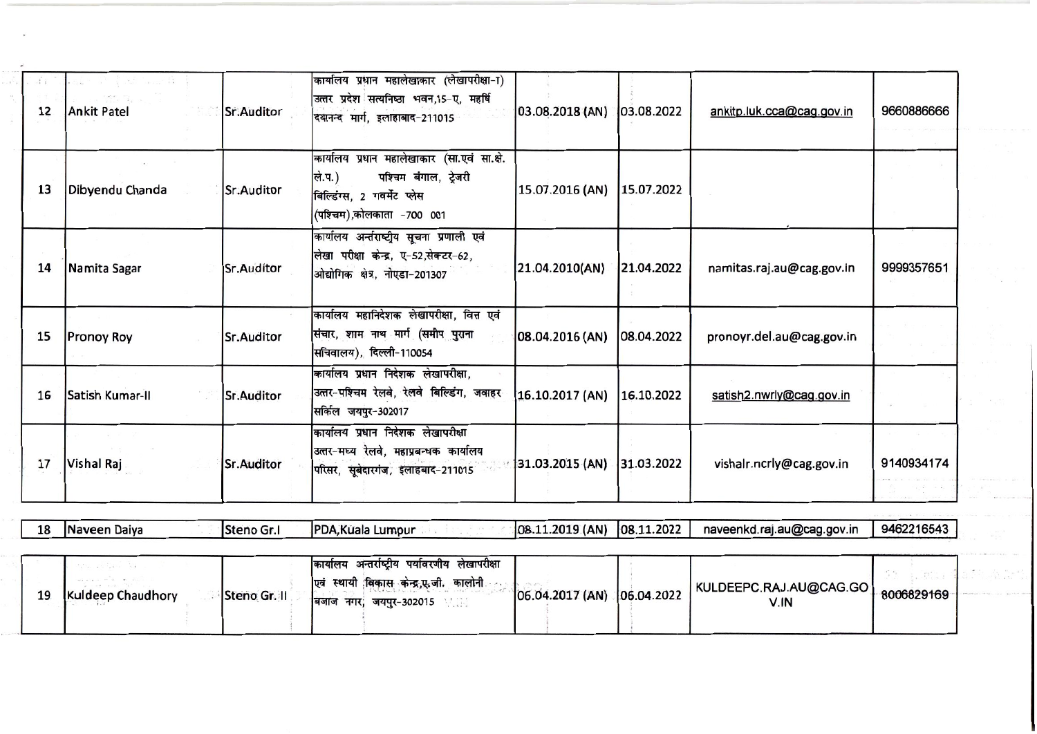| | | | | | | | |
|---|---|---|---|---|---|---|---|
| 12 | Ankit Patel | Sr.Auditor | कार्यालय प्रधान महालेखाकार (लेखापरीक्षा-I) उत्तर प्रदेश सत्यनिष्ठा भवन,15-ए, महर्षि दयानन्द मार्ग, इलाहाबाद-211015 | 03.08.2018 (AN) | 03.08.2022 | ankitp.luk.cca@cag.gov.in | 9660886666 |
| 13 | Dibyendu Chanda | Sr.Auditor | कार्यालय प्रधान महालेखाकार (सा.एवं सा.क्षे. ले.प.) पश्चिम बंगाल, ट्रेजरी बिल्डिंग्स, 2 गवर्मेंट प्लेस (पश्चिम),कोलकाता -700 001 | 15.07.2016 (AN) | 15.07.2022 | | |
| 14 | Namita Sagar | Sr.Auditor | कार्यालय अन्तर्राष्ट्रीय सूचना प्रणाली एवं लेखा परीक्षा केन्द्र, ए-52,सेक्टर-62, ओद्योगिक क्षेत्र, नोएडा-201307 | 21.04.2010(AN) | 21.04.2022 | namitas.raj.au@cag.gov.in | 9999357651 |
| 15 | Pronoy Roy | Sr.Auditor | कार्यालय महानिदेशक लेखापरीक्षा, वित्त एवं संचार, शाम नाथ मार्ग (समीप पुराना सचिवालय), दिल्ली-110054 | 08.04.2016 (AN) | 08.04.2022 | pronoyr.del.au@cag.gov.in | |
| 16 | Satish Kumar-II | Sr.Auditor | कार्यालय प्रधान निदेशक लेखापरीक्षा, उत्तर-पश्चिम रेलवे, रेलवे बिल्डिंग, जवाहर सर्किल जयपुर-302017 | 16.10.2017 (AN) | 16.10.2022 | satish2.nwrly@cag.gov.in | |
| 17 | Vishal Raj | Sr.Auditor | कार्यालय प्रधान निदेशक लेखापरीक्षा उत्तर-मध्य रेलवे, महाप्रबन्धक कार्यालय परिसर, सूबेदारगंज, इलाहबाद-211015 | 31.03.2015 (AN) | 31.03.2022 | vishalr.ncrly@cag.gov.in | 9140934174 |
| 18 | Naveen Daiya | Steno Gr.I | PDA,Kuala Lumpur | 08.11.2019 (AN) | 08.11.2022 | naveenkd.raj.au@cag.gov.in | 9462216543 |
| 19 | Kuldeep Chaudhory | Steno Gr. II | कार्यालय अन्तर्राष्ट्रीय पर्यावरणीय लेखापरीक्षा एवं स्थायी विकास केन्द्र,ए.जी. कालोनी बजाज नगर, जयपुर-302015 | 06.04.2017 (AN) | 06.04.2022 | KULDEEPC.RAJ.AU@CAG.GOV.IN | 8006829169 |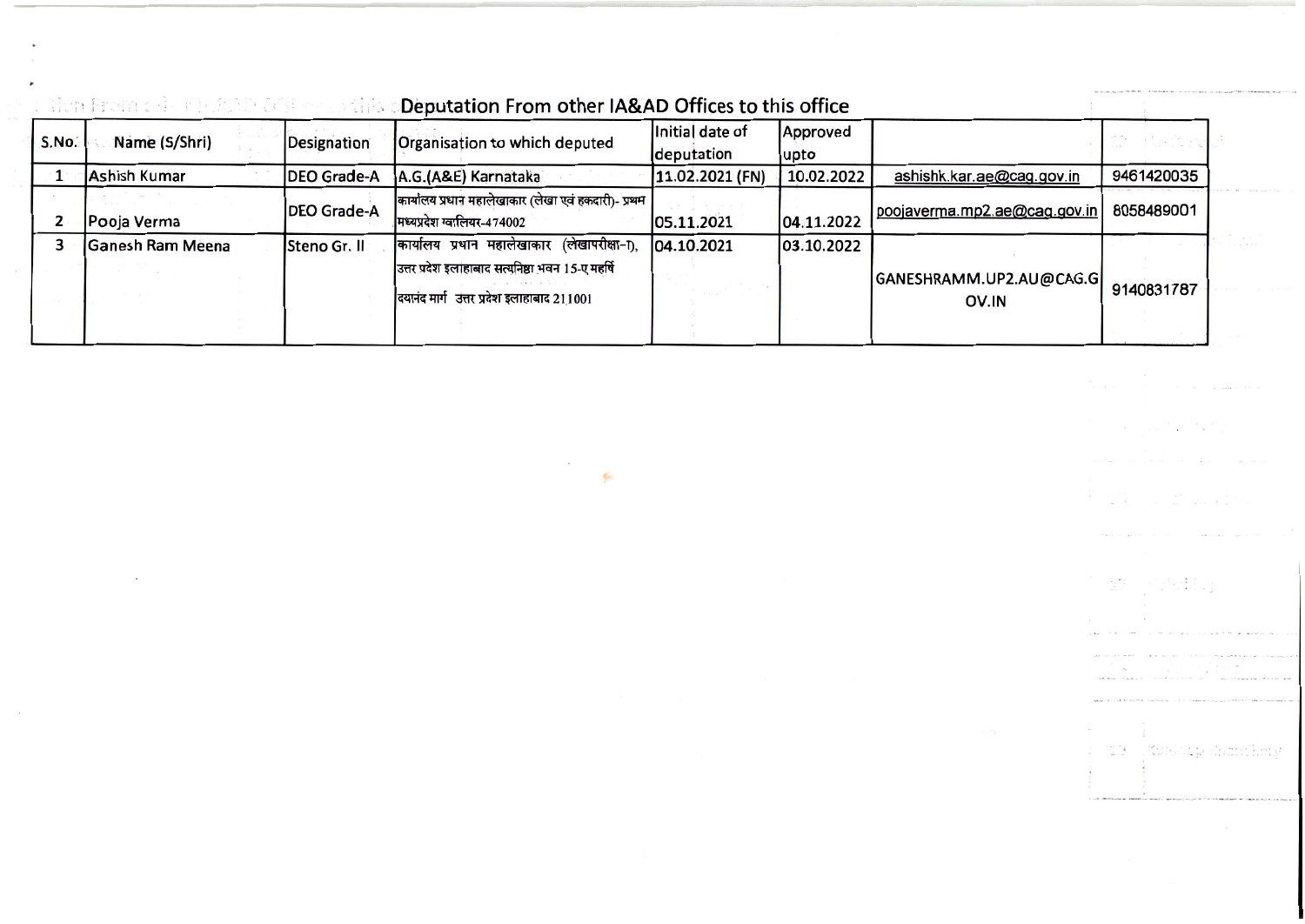## Deputation From other IA&AD Offices to this office

| S.No. | Name (S/Shri) | Designation | Organisation to which deputed | Initial date of deputation | Approved upto | | |
|---|---|---|---|---|---|---|---|
| 1 | Ashish Kumar | DEO Grade-A | A.G.(A&E) Karnataka | 11.02.2021 (FN) | 10.02.2022 | ashishk.kar.ae@cag.gov.in | 9461420035 |
| 2 | Pooja Verma | DEO Grade-A | कार्यालय प्रधान महालेखाकार (लेखा एवं हकदारी)- प्रथम मध्यप्रदेश ग्वालियर-474002 | 05.11.2021 | 04.11.2022 | poojaverma.mp2.ae@cag.gov.in | 8058489001 |
| 3 | Ganesh Ram Meena | Steno Gr. II | कार्यालय प्रधान महालेखाकार (लेखापरीक्षा-I), उत्तर प्रदेश इलाहाबाद सत्यनिष्ठा भवन 15-ए महर्षि दयानंद मार्ग उत्तर प्रदेश इलाहाबाद 211001 | 04.10.2021 | 03.10.2022 | GANESHRAMM.UP2.AU@CAG.GOV.IN | 9140831787 |